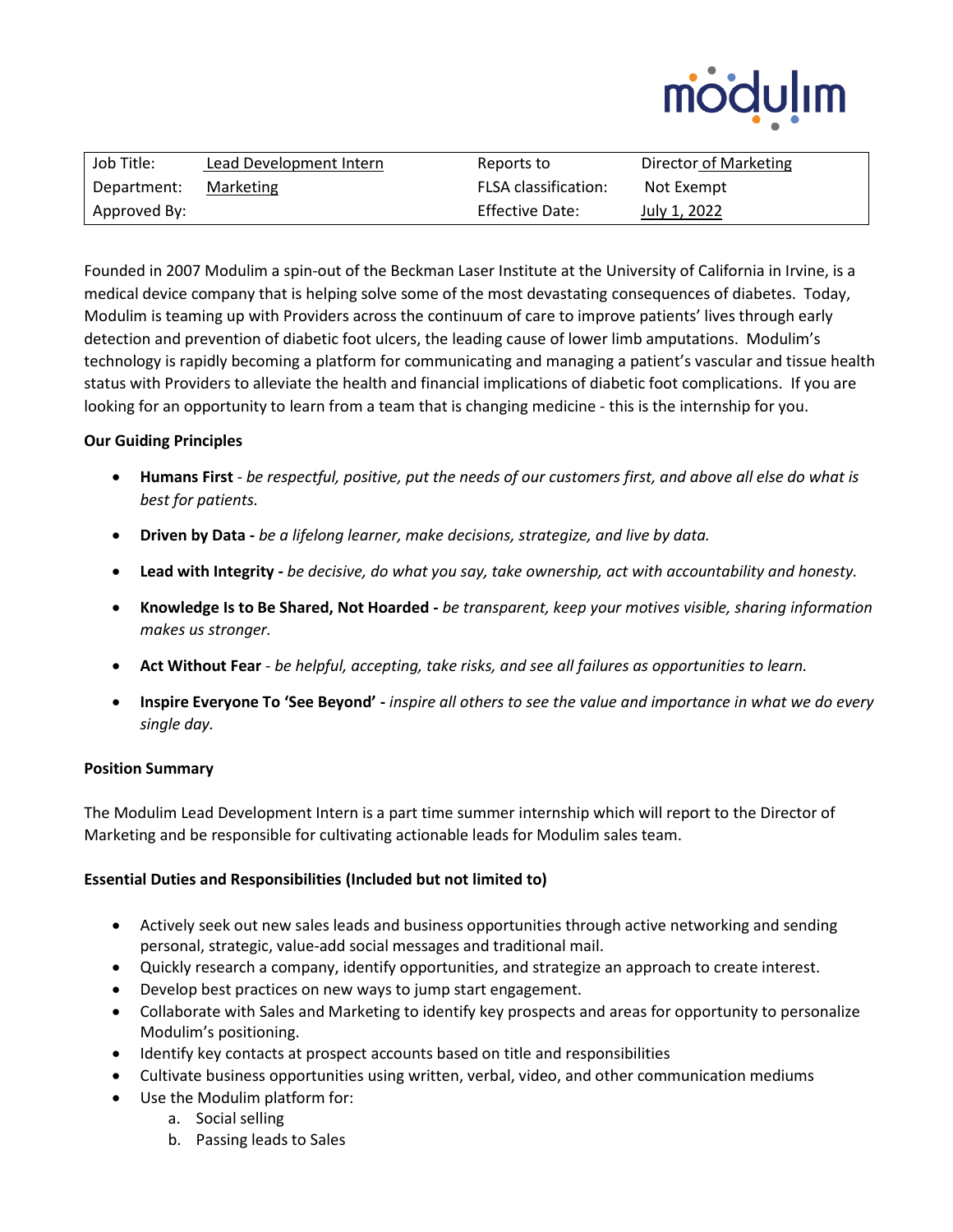| Job Title: | Lead Development Intern | Reports to | Director of Marketing |
|---|---|---|---|
| Department: | Marketing | FLSA classification: | Not Exempt |
| Approved By: | | Effective Date: | July 1, 2022 |

Founded in 2007 Modulim a spin-out of the Beckman Laser Institute at the University of California in Irvine, is a medical device company that is helping solve some of the most devastating consequences of diabetes. Today, Modulim is teaming up with Providers across the continuum of care to improve patients' lives through early detection and prevention of diabetic foot ulcers, the leading cause of lower limb amputations. Modulim's technology is rapidly becoming a platform for communicating and managing a patient's vascular and tissue health status with Providers to alleviate the health and financial implications of diabetic foot complications. If you are looking for an opportunity to learn from a team that is changing medicine - this is the internship for you.

**Our Guiding Principles**

- **Humans First** - *be respectful, positive, put the needs of our customers first, and above all else do what is best for patients.*
- **Driven by Data -** *be a lifelong learner, make decisions, strategize, and live by data.*
- **Lead with Integrity -** *be decisive, do what you say, take ownership, act with accountability and honesty.*
- **Knowledge Is to Be Shared, Not Hoarded -** *be transparent, keep your motives visible, sharing information makes us stronger.*
- **Act Without Fear** - *be helpful, accepting, take risks, and see all failures as opportunities to learn.*
- **Inspire Everyone To 'See Beyond' -** *inspire all others to see the value and importance in what we do every single day.*

**Position Summary**

The Modulim Lead Development Intern is a part time summer internship which will report to the Director of Marketing and be responsible for cultivating actionable leads for Modulim sales team.

**Essential Duties and Responsibilities (Included but not limited to)**

- Actively seek out new sales leads and business opportunities through active networking and sending personal, strategic, value-add social messages and traditional mail.
- Quickly research a company, identify opportunities, and strategize an approach to create interest.
- Develop best practices on new ways to jump start engagement.
- Collaborate with Sales and Marketing to identify key prospects and areas for opportunity to personalize Modulim's positioning.
- Identify key contacts at prospect accounts based on title and responsibilities
- Cultivate business opportunities using written, verbal, video, and other communication mediums
- Use the Modulim platform for:
    a. Social selling
    b. Passing leads to Sales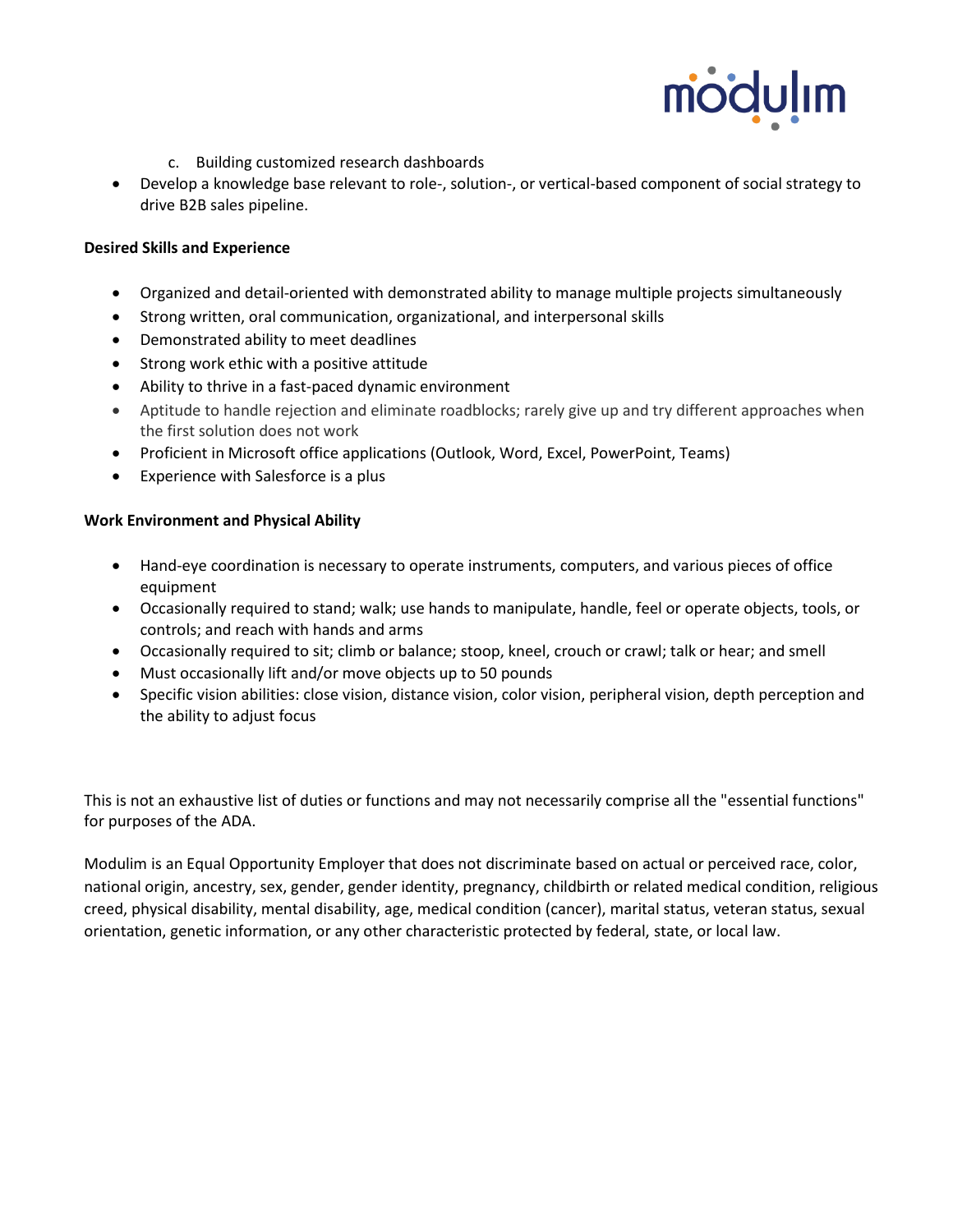c. Building customized research dashboards

- Develop a knowledge base relevant to role-, solution-, or vertical-based component of social strategy to drive B2B sales pipeline.

**Desired Skills and Experience**

- Organized and detail-oriented with demonstrated ability to manage multiple projects simultaneously
- Strong written, oral communication, organizational, and interpersonal skills
- Demonstrated ability to meet deadlines
- Strong work ethic with a positive attitude
- Ability to thrive in a fast-paced dynamic environment
- Aptitude to handle rejection and eliminate roadblocks; rarely give up and try different approaches when the first solution does not work
- Proficient in Microsoft office applications (Outlook, Word, Excel, PowerPoint, Teams)
- Experience with Salesforce is a plus

**Work Environment and Physical Ability**

- Hand-eye coordination is necessary to operate instruments, computers, and various pieces of office equipment
- Occasionally required to stand; walk; use hands to manipulate, handle, feel or operate objects, tools, or controls; and reach with hands and arms
- Occasionally required to sit; climb or balance; stoop, kneel, crouch or crawl; talk or hear; and smell
- Must occasionally lift and/or move objects up to 50 pounds
- Specific vision abilities: close vision, distance vision, color vision, peripheral vision, depth perception and the ability to adjust focus

This is not an exhaustive list of duties or functions and may not necessarily comprise all the "essential functions" for purposes of the ADA.

Modulim is an Equal Opportunity Employer that does not discriminate based on actual or perceived race, color, national origin, ancestry, sex, gender, gender identity, pregnancy, childbirth or related medical condition, religious creed, physical disability, mental disability, age, medical condition (cancer), marital status, veteran status, sexual orientation, genetic information, or any other characteristic protected by federal, state, or local law.